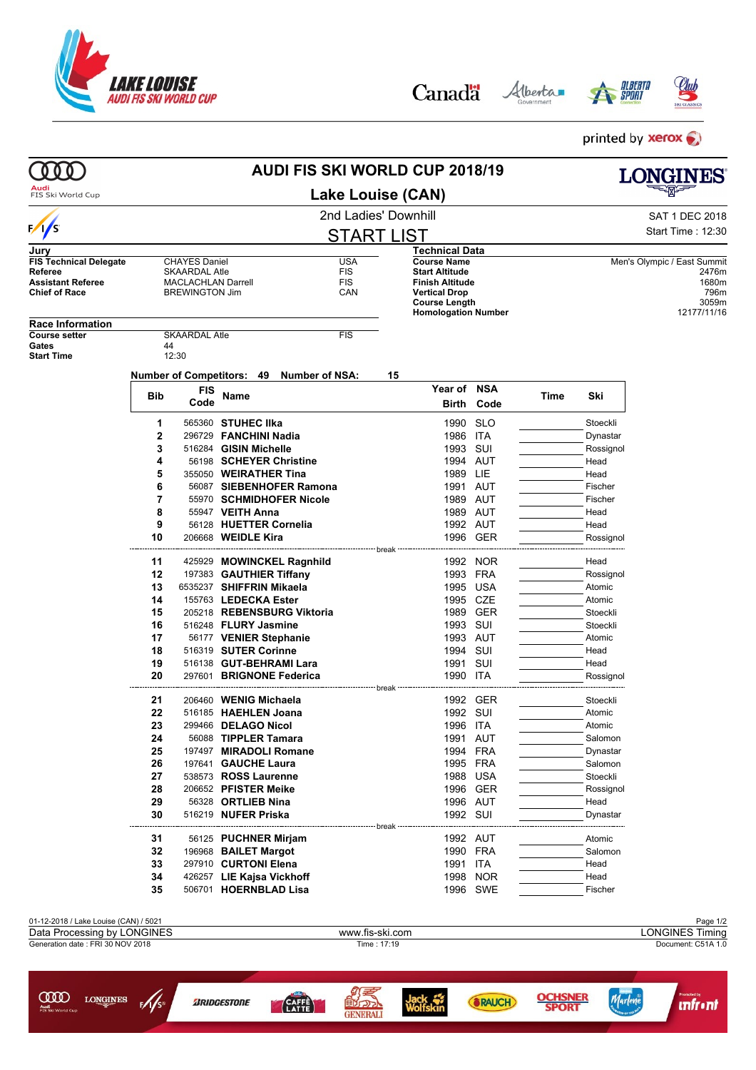# AUDI FIS SKI WORLD CUP 2018/19

## Lake Louise (CAN)

### 2nd Ladies' Downhill

SAT 1 DEC 2018

Start Time : 12:30

## START LIST

**Jury**

| | | |
|---|---|---|
| **FIS Technical Delegate** | CHAYES Daniel | USA |
| **Referee** | SKAARDAL Atle | FIS |
| **Assistant Referee** | MACLACHLAN Darrell | FIS |
| **Chief of Race** | BREWINGTON Jim | CAN |

**Technical Data**

| | |
|---|---|
| **Course Name** | Men's Olympic / East Summit |
| **Start Altitude** | 2476m |
| **Finish Altitude** | 1680m |
| **Vertical Drop** | 796m |
| **Course Length** | 3059m |
| **Homologation Number** | 12177/11/16 |

**Race Information**

| | | |
|---|---|---|
| **Course setter** | SKAARDAL Atle | FIS |
| **Gates** | 44 | |
| **Start Time** | 12:30 | |

**Number of Competitors: 49 Number of NSA: 15**

| Bib | FIS Code | Name | Year of Birth | NSA Code | Time | Ski |
|---|---|---|---|---|---|---|
| 1 | 565360 | **STUHEC Ilka** | 1990 | SLO | | Stoeckli |
| 2 | 296729 | **FANCHINI Nadia** | 1986 | ITA | | Dynastar |
| 3 | 516284 | **GISIN Michelle** | 1993 | SUI | | Rossignol |
| 4 | 56198 | **SCHEYER Christine** | 1994 | AUT | | Head |
| 5 | 355050 | **WEIRATHER Tina** | 1989 | LIE | | Head |
| 6 | 56087 | **SIEBENHOFER Ramona** | 1991 | AUT | | Fischer |
| 7 | 55970 | **SCHMIDHOFER Nicole** | 1989 | AUT | | Fischer |
| 8 | 55947 | **VEITH Anna** | 1989 | AUT | | Head |
| 9 | 56128 | **HUETTER Cornelia** | 1992 | AUT | | Head |
| 10 | 206668 | **WEIDLE Kira** | 1996 | GER | | Rossignol |
| | | break | | | | |
| 11 | 425929 | **MOWINCKEL Ragnhild** | 1992 | NOR | | Head |
| 12 | 197383 | **GAUTHIER Tiffany** | 1993 | FRA | | Rossignol |
| 13 | 6535237 | **SHIFFRIN Mikaela** | 1995 | USA | | Atomic |
| 14 | 155763 | **LEDECKA Ester** | 1995 | CZE | | Atomic |
| 15 | 205218 | **REBENSBURG Viktoria** | 1989 | GER | | Stoeckli |
| 16 | 516248 | **FLURY Jasmine** | 1993 | SUI | | Stoeckli |
| 17 | 56177 | **VENIER Stephanie** | 1993 | AUT | | Atomic |
| 18 | 516319 | **SUTER Corinne** | 1994 | SUI | | Head |
| 19 | 516138 | **GUT-BEHRAMI Lara** | 1991 | SUI | | Head |
| 20 | 297601 | **BRIGNONE Federica** | 1990 | ITA | | Rossignol |
| | | break | | | | |
| 21 | 206460 | **WENIG Michaela** | 1992 | GER | | Stoeckli |
| 22 | 516185 | **HAEHLEN Joana** | 1992 | SUI | | Atomic |
| 23 | 299466 | **DELAGO Nicol** | 1996 | ITA | | Atomic |
| 24 | 56088 | **TIPPLER Tamara** | 1991 | AUT | | Salomon |
| 25 | 197497 | **MIRADOLI Romane** | 1994 | FRA | | Dynastar |
| 26 | 197641 | **GAUCHE Laura** | 1995 | FRA | | Salomon |
| 27 | 538573 | **ROSS Laurenne** | 1988 | USA | | Stoeckli |
| 28 | 206652 | **PFISTER Meike** | 1996 | GER | | Rossignol |
| 29 | 56328 | **ORTLIEB Nina** | 1996 | AUT | | Head |
| 30 | 516219 | **NUFER Priska** | 1992 | SUI | | Dynastar |
| | | break | | | | |
| 31 | 56125 | **PUCHNER Mirjam** | 1992 | AUT | | Atomic |
| 32 | 196968 | **BAILET Margot** | 1990 | FRA | | Salomon |
| 33 | 297910 | **CURTONI Elena** | 1991 | ITA | | Head |
| 34 | 426257 | **LIE Kajsa Vickhoff** | 1998 | NOR | | Head |
| 35 | 506701 | **HOERNBLAD Lisa** | 1996 | SWE | | Fischer |

01-12-2018 / Lake Louise (CAN) / 5021

Data Processing by LONGINES — www.fis-ski.com — LONGINES Timing

Generation date : FRI 30 NOV 2018 — Time : 17:19 — Document: C51A 1.0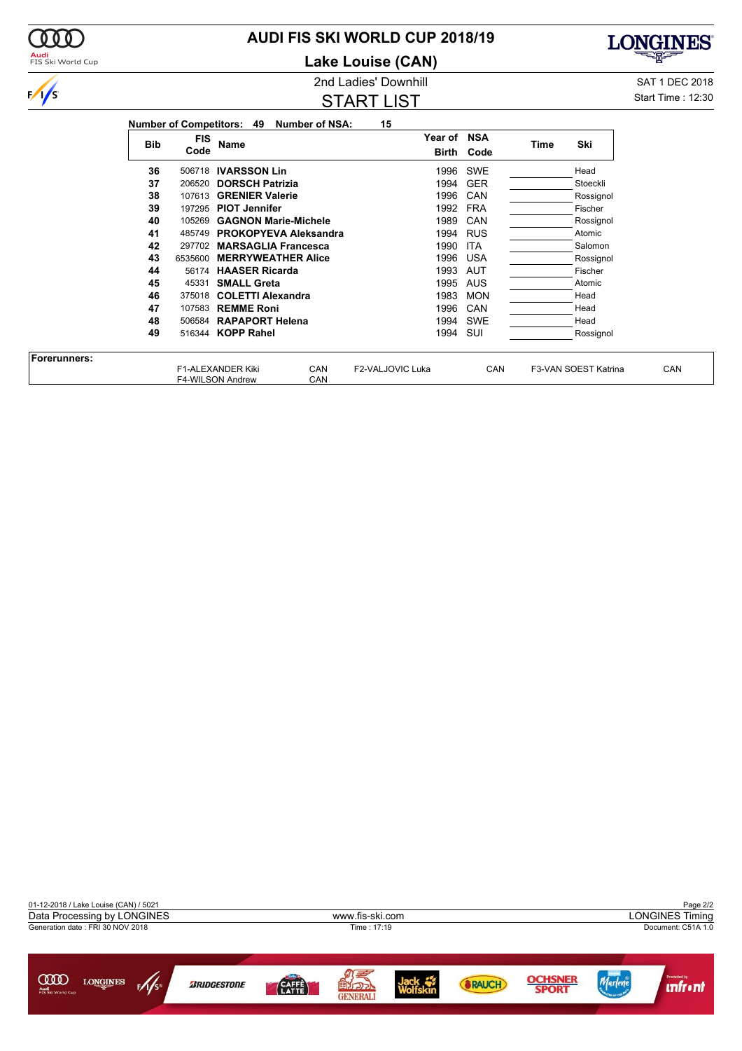# AUDI FIS SKI WORLD CUP 2018/19

## Lake Louise (CAN)

2nd Ladies' Downhill

SAT 1 DEC 2018

## START LIST

Start Time : 12:30

**Number of Competitors: 49 Number of NSA: 15**

| Bib | FIS Code | Name | Year of Birth | NSA Code | Time | Ski |
|---|---|---|---|---|---|---|
| 36 | 506718 | **IVARSSON Lin** | 1996 | SWE | | Head |
| 37 | 206520 | **DORSCH Patrizia** | 1994 | GER | | Stoeckli |
| 38 | 107613 | **GRENIER Valerie** | 1996 | CAN | | Rossignol |
| 39 | 197295 | **PIOT Jennifer** | 1992 | FRA | | Fischer |
| 40 | 105269 | **GAGNON Marie-Michele** | 1989 | CAN | | Rossignol |
| 41 | 485749 | **PROKOPYEVA Aleksandra** | 1994 | RUS | | Atomic |
| 42 | 297702 | **MARSAGLIA Francesca** | 1990 | ITA | | Salomon |
| 43 | 6535600 | **MERRYWEATHER Alice** | 1996 | USA | | Rossignol |
| 44 | 56174 | **HAASER Ricarda** | 1993 | AUT | | Fischer |
| 45 | 45331 | **SMALL Greta** | 1995 | AUS | | Atomic |
| 46 | 375018 | **COLETTI Alexandra** | 1983 | MON | | Head |
| 47 | 107583 | **REMME Roni** | 1996 | CAN | | Head |
| 48 | 506584 | **RAPAPORT Helena** | 1994 | SWE | | Head |
| 49 | 516344 | **KOPP Rahel** | 1994 | SUI | | Rossignol |

**Forerunners:**

| | | | | | |
|---|---|---|---|---|---|
| F1-ALEXANDER Kiki | CAN | F2-VALJOVIC Luka | CAN | F3-VAN SOEST Katrina | CAN |
| F4-WILSON Andrew | CAN | | | | |

01-12-2018 / Lake Louise (CAN) / 5021

Data Processing by LONGINES — www.fis-ski.com — LONGINES Timing

Generation date : FRI 30 NOV 2018 — Time : 17:19 — Document: C51A 1.0